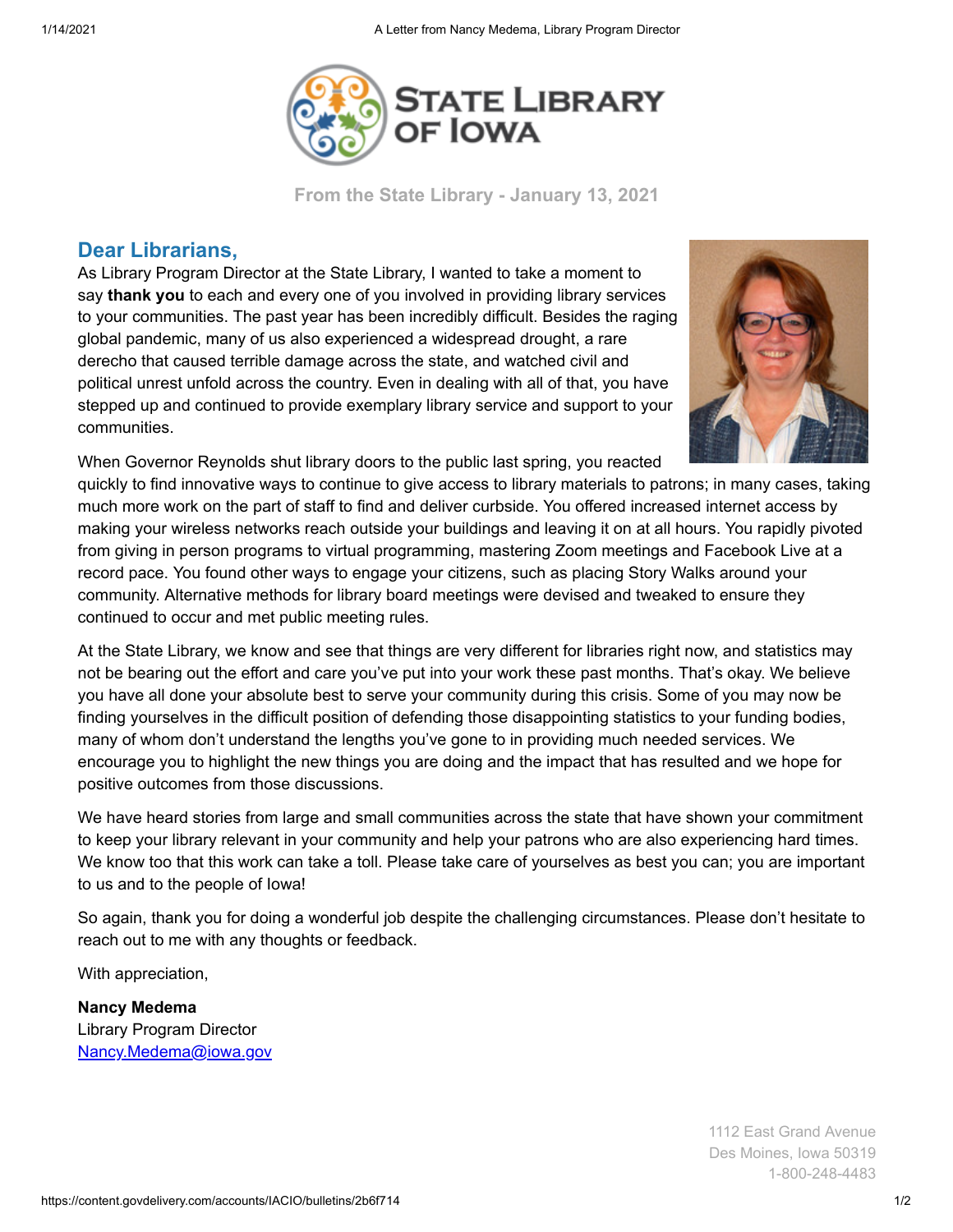# STATE LIBRARY OF IOWA

**From the State Library - January 13, 2021**

## Dear Librarians,

As Library Program Director at the State Library, I wanted to take a moment to say **thank you** to each and every one of you involved in providing library services to your communities. The past year has been incredibly difficult. Besides the raging global pandemic, many of us also experienced a widespread drought, a rare derecho that caused terrible damage across the state, and watched civil and political unrest unfold across the country. Even in dealing with all of that, you have stepped up and continued to provide exemplary library service and support to your communities.

When Governor Reynolds shut library doors to the public last spring, you reacted quickly to find innovative ways to continue to give access to library materials to patrons; in many cases, taking much more work on the part of staff to find and deliver curbside. You offered increased internet access by making your wireless networks reach outside your buildings and leaving it on at all hours. You rapidly pivoted from giving in person programs to virtual programming, mastering Zoom meetings and Facebook Live at a record pace. You found other ways to engage your citizens, such as placing Story Walks around your community. Alternative methods for library board meetings were devised and tweaked to ensure they continued to occur and met public meeting rules.

At the State Library, we know and see that things are very different for libraries right now, and statistics may not be bearing out the effort and care you've put into your work these past months. That's okay. We believe you have all done your absolute best to serve your community during this crisis. Some of you may now be finding yourselves in the difficult position of defending those disappointing statistics to your funding bodies, many of whom don't understand the lengths you've gone to in providing much needed services. We encourage you to highlight the new things you are doing and the impact that has resulted and we hope for positive outcomes from those discussions.

We have heard stories from large and small communities across the state that have shown your commitment to keep your library relevant in your community and help your patrons who are also experiencing hard times. We know too that this work can take a toll. Please take care of yourselves as best you can; you are important to us and to the people of Iowa!

So again, thank you for doing a wonderful job despite the challenging circumstances. Please don't hesitate to reach out to me with any thoughts or feedback.

With appreciation,

**Nancy Medema**  
Library Program Director  
Nancy.Medema@iowa.gov

1112 East Grand Avenue  
Des Moines, Iowa 50319  
1-800-248-4483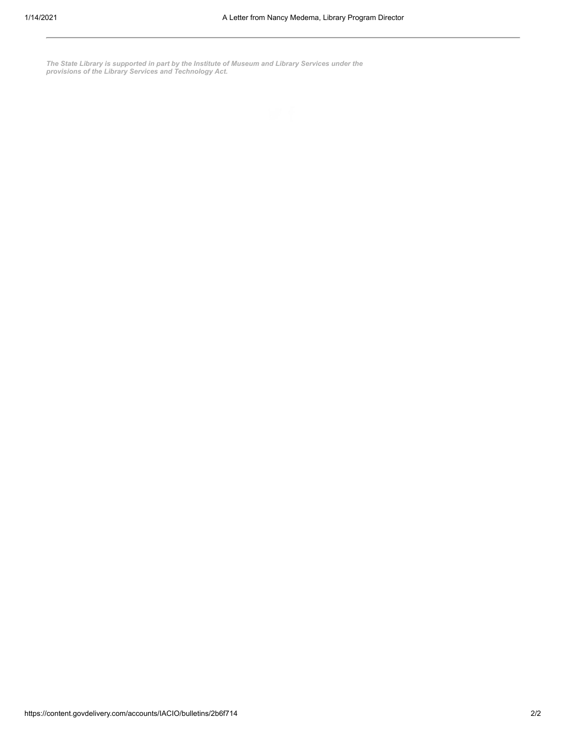---

*The State Library is supported in part by the Institute of Museum and Library Services under the provisions of the Library Services and Technology Act.*